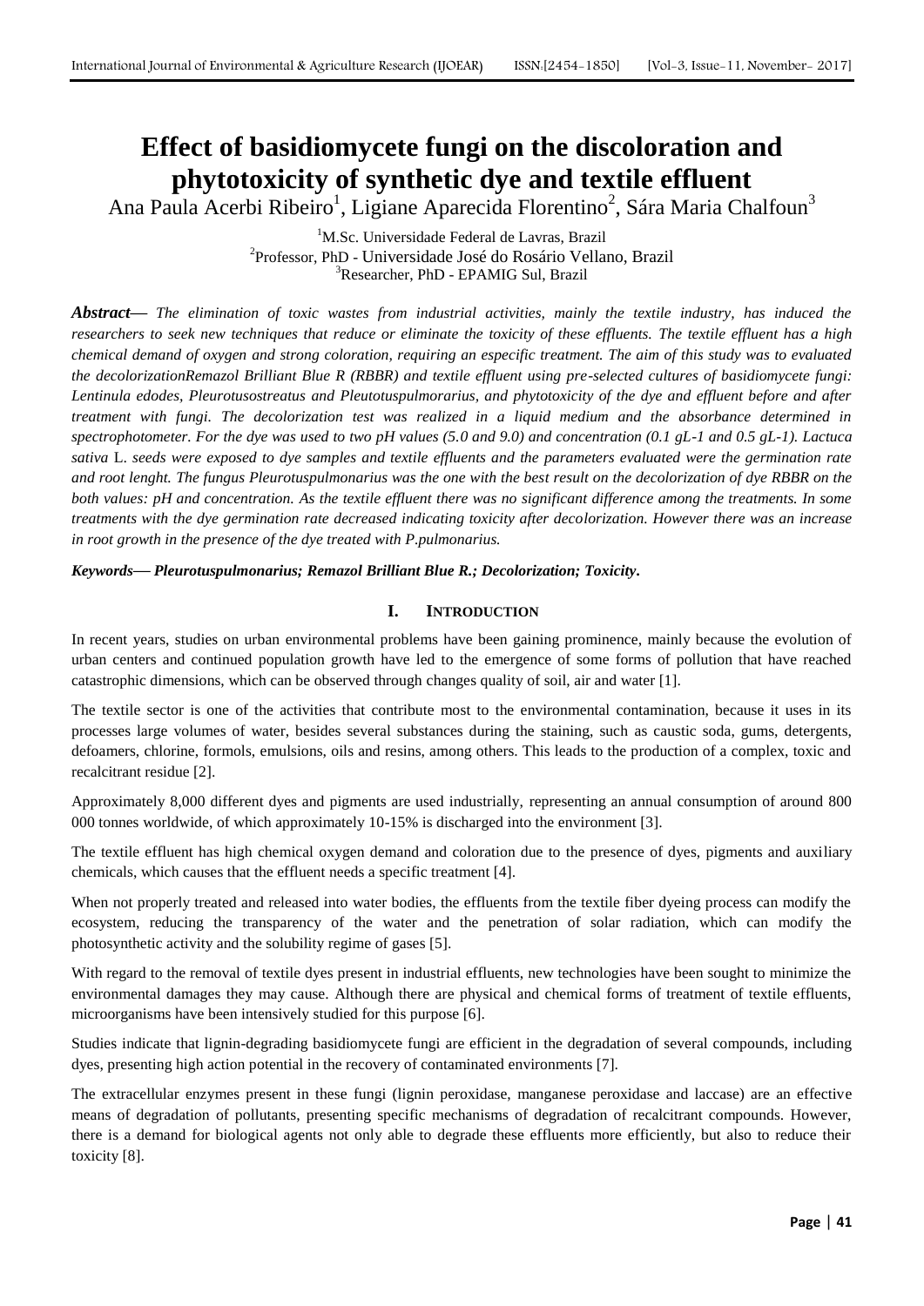# Effect of basidiomycete fungi on the discoloration and phytotoxicity of synthetic dye and textile effluent

Ana Paula Acerbi Ribeiro[1], Ligiane Aparecida Florentino[2], Sára Maria Chalfoun[3]

[1]M.Sc. Universidade Federal de Lavras, Brazil
[2]Professor, PhD - Universidade José do Rosário Vellano, Brazil
[3]Researcher, PhD - EPAMIG Sul, Brazil

***Abstract*— *The elimination of toxic wastes from industrial activities, mainly the textile industry, has induced the researchers to seek new techniques that reduce or eliminate the toxicity of these effluents. The textile effluent has a high chemical demand of oxygen and strong coloration, requiring an especific treatment. The aim of this study was to evaluated the decolorizationRemazol Brilliant Blue R (RBBR) and textile effluent using pre-selected cultures of basidiomycete fungi: Lentinula edodes, Pleurotusostreatus and Pleutotuspulmorarius, and phytotoxicity of the dye and effluent before and after treatment with fungi. The decolorization test was realized in a liquid medium and the absorbance determined in spectrophotometer. For the dye was used to two pH values (5.0 and 9.0) and concentration (0.1 gL-1 and 0.5 gL-1). Lactuca sativa* L. *seeds were exposed to dye samples and textile effluents and the parameters evaluated were the germination rate and root lenght. The fungus Pleurotuspulmonarius was the one with the best result on the decolorization of dye RBBR on the both values: pH and concentration. As the textile effluent there was no significant difference among the treatments. In some treatments with the dye germination rate decreased indicating toxicity after decolorization. However there was an increase in root growth in the presence of the dye treated with P.pulmonarius.***

***Keywords*— *Pleurotuspulmonarius; Remazol Brilliant Blue R.; Decolorization; Toxicity.***

## I. INTRODUCTION

In recent years, studies on urban environmental problems have been gaining prominence, mainly because the evolution of urban centers and continued population growth have led to the emergence of some forms of pollution that have reached catastrophic dimensions, which can be observed through changes quality of soil, air and water [1].

The textile sector is one of the activities that contribute most to the environmental contamination, because it uses in its processes large volumes of water, besides several substances during the staining, such as caustic soda, gums, detergents, defoamers, chlorine, formols, emulsions, oils and resins, among others. This leads to the production of a complex, toxic and recalcitrant residue [2].

Approximately 8,000 different dyes and pigments are used industrially, representing an annual consumption of around 800 000 tonnes worldwide, of which approximately 10-15% is discharged into the environment [3].

The textile effluent has high chemical oxygen demand and coloration due to the presence of dyes, pigments and auxiliary chemicals, which causes that the effluent needs a specific treatment [4].

When not properly treated and released into water bodies, the effluents from the textile fiber dyeing process can modify the ecosystem, reducing the transparency of the water and the penetration of solar radiation, which can modify the photosynthetic activity and the solubility regime of gases [5].

With regard to the removal of textile dyes present in industrial effluents, new technologies have been sought to minimize the environmental damages they may cause. Although there are physical and chemical forms of treatment of textile effluents, microorganisms have been intensively studied for this purpose [6].

Studies indicate that lignin-degrading basidiomycete fungi are efficient in the degradation of several compounds, including dyes, presenting high action potential in the recovery of contaminated environments [7].

The extracellular enzymes present in these fungi (lignin peroxidase, manganese peroxidase and laccase) are an effective means of degradation of pollutants, presenting specific mechanisms of degradation of recalcitrant compounds. However, there is a demand for biological agents not only able to degrade these effluents more efficiently, but also to reduce their toxicity [8].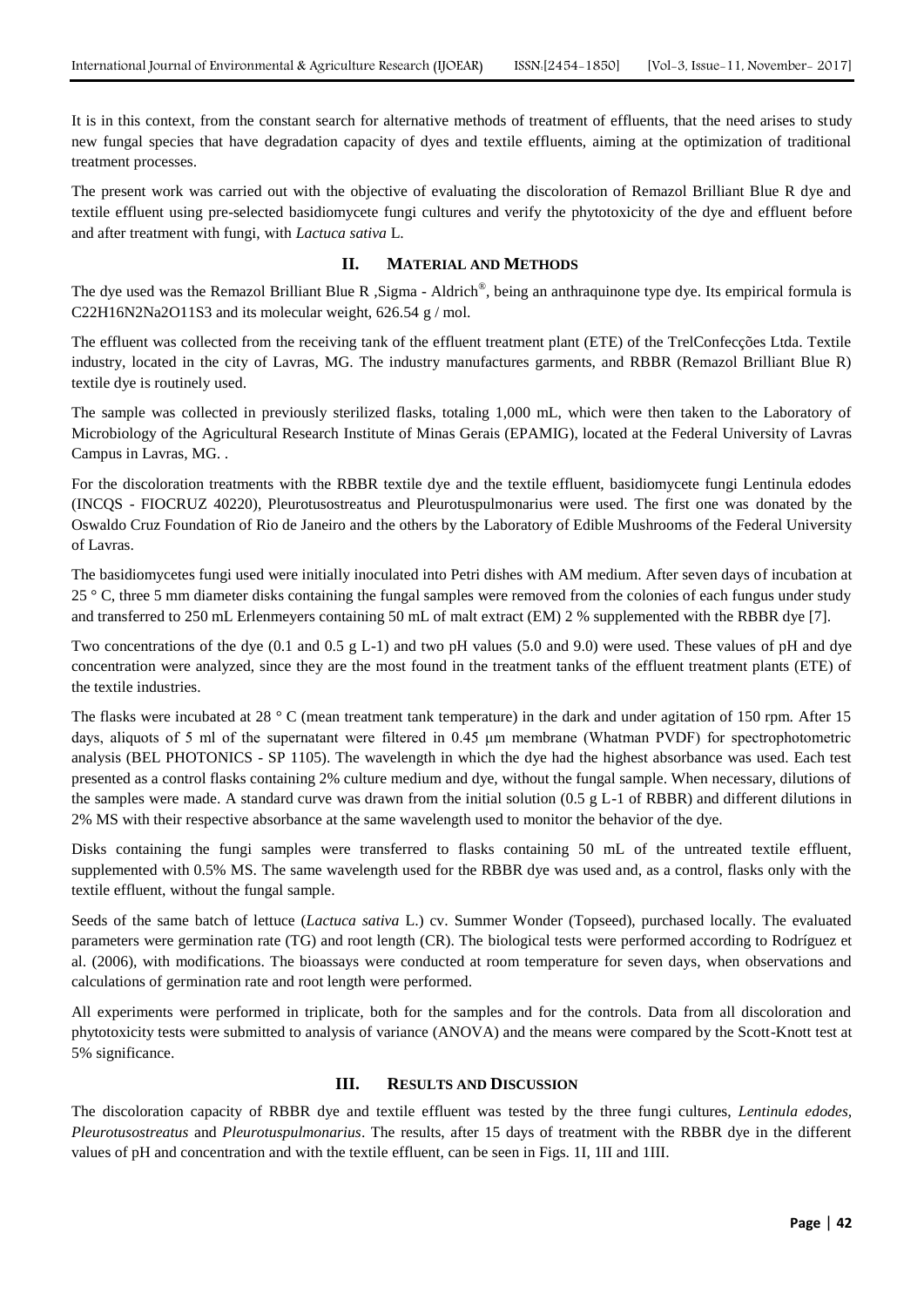It is in this context, from the constant search for alternative methods of treatment of effluents, that the need arises to study new fungal species that have degradation capacity of dyes and textile effluents, aiming at the optimization of traditional treatment processes.

The present work was carried out with the objective of evaluating the discoloration of Remazol Brilliant Blue R dye and textile effluent using pre-selected basidiomycete fungi cultures and verify the phytotoxicity of the dye and effluent before and after treatment with fungi, with *Lactuca sativa* L.

## II. MATERIAL AND METHODS

The dye used was the Remazol Brilliant Blue R ,Sigma - Aldrich®, being an anthraquinone type dye. Its empirical formula is $C_{22}H_{16}N_2Na_2O_{11}S_3$ and its molecular weight, 626.54 g / mol.

The effluent was collected from the receiving tank of the effluent treatment plant (ETE) of the TrelConfecções Ltda. Textile industry, located in the city of Lavras, MG. The industry manufactures garments, and RBBR (Remazol Brilliant Blue R) textile dye is routinely used.

The sample was collected in previously sterilized flasks, totaling 1,000 mL, which were then taken to the Laboratory of Microbiology of the Agricultural Research Institute of Minas Gerais (EPAMIG), located at the Federal University of Lavras Campus in Lavras, MG. .

For the discoloration treatments with the RBBR textile dye and the textile effluent, basidiomycete fungi Lentinula edodes (INCQS - FIOCRUZ 40220), Pleurotusostreatus and Pleurotuspulmonarius were used. The first one was donated by the Oswaldo Cruz Foundation of Rio de Janeiro and the others by the Laboratory of Edible Mushrooms of the Federal University of Lavras.

The basidiomycetes fungi used were initially inoculated into Petri dishes with AM medium. After seven days of incubation at 25 ° C, three 5 mm diameter disks containing the fungal samples were removed from the colonies of each fungus under study and transferred to 250 mL Erlenmeyers containing 50 mL of malt extract (EM) 2 % supplemented with the RBBR dye [7].

Two concentrations of the dye (0.1 and 0.5 g $L^{-1}$) and two pH values (5.0 and 9.0) were used. These values of pH and dye concentration were analyzed, since they are the most found in the treatment tanks of the effluent treatment plants (ETE) of the textile industries.

The flasks were incubated at 28 ° C (mean treatment tank temperature) in the dark and under agitation of 150 rpm. After 15 days, aliquots of 5 ml of the supernatant were filtered in 0.45 μm membrane (Whatman PVDF) for spectrophotometric analysis (BEL PHOTONICS - SP 1105). The wavelength in which the dye had the highest absorbance was used. Each test presented as a control flasks containing 2% culture medium and dye, without the fungal sample. When necessary, dilutions of the samples were made. A standard curve was drawn from the initial solution (0.5 g $L^{-1}$ of RBBR) and different dilutions in 2% MS with their respective absorbance at the same wavelength used to monitor the behavior of the dye.

Disks containing the fungi samples were transferred to flasks containing 50 mL of the untreated textile effluent, supplemented with 0.5% MS. The same wavelength used for the RBBR dye was used and, as a control, flasks only with the textile effluent, without the fungal sample.

Seeds of the same batch of lettuce (*Lactuca sativa* L.) cv. Summer Wonder (Topseed), purchased locally. The evaluated parameters were germination rate (TG) and root length (CR). The biological tests were performed according to Rodríguez et al. (2006), with modifications. The bioassays were conducted at room temperature for seven days, when observations and calculations of germination rate and root length were performed.

All experiments were performed in triplicate, both for the samples and for the controls. Data from all discoloration and phytotoxicity tests were submitted to analysis of variance (ANOVA) and the means were compared by the Scott-Knott test at 5% significance.

## III. RESULTS AND DISCUSSION

The discoloration capacity of RBBR dye and textile effluent was tested by the three fungi cultures, *Lentinula edodes, Pleurotusostreatus* and *Pleurotuspulmonarius*. The results, after 15 days of treatment with the RBBR dye in the different values of pH and concentration and with the textile effluent, can be seen in Figs. 1I, 1II and 1III.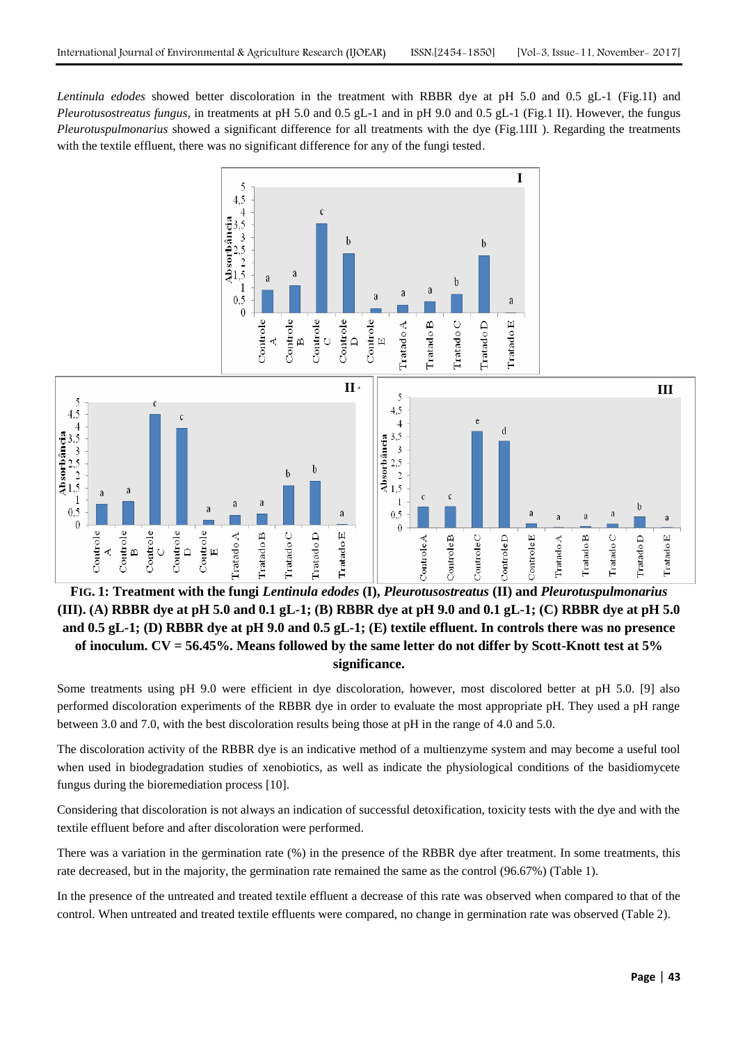*Lentinula edodes* showed better discoloration in the treatment with RBBR dye at pH 5.0 and 0.5 gL-1 (Fig.1I) and *Pleurotusostreatus fungus*, in treatments at pH 5.0 and 0.5 gL-1 and in pH 9.0 and 0.5 gL-1 (Fig.1 II). However, the fungus *Pleurotuspulmonarius* showed a significant difference for all treatments with the dye (Fig.1III ). Regarding the treatments with the textile effluent, there was no significant difference for any of the fungi tested.

**FIG. 1: Treatment with the fungi *Lentinula edodes* (I), *Pleurotusostreatus* (II) and *Pleurotuspulmonarius* (III). (A) RBBR dye at pH 5.0 and 0.1 gL-1; (B) RBBR dye at pH 9.0 and 0.1 gL-1; (C) RBBR dye at pH 5.0 and 0.5 gL-1; (D) RBBR dye at pH 9.0 and 0.5 gL-1; (E) textile effluent. In controls there was no presence of inoculum. CV = 56.45%. Means followed by the same letter do not differ by Scott-Knott test at 5% significance.**

Some treatments using pH 9.0 were efficient in dye discoloration, however, most discolored better at pH 5.0. [9] also performed discoloration experiments of the RBBR dye in order to evaluate the most appropriate pH. They used a pH range between 3.0 and 7.0, with the best discoloration results being those at pH in the range of 4.0 and 5.0.

The discoloration activity of the RBBR dye is an indicative method of a multienzyme system and may become a useful tool when used in biodegradation studies of xenobiotics, as well as indicate the physiological conditions of the basidiomycete fungus during the bioremediation process [10].

Considering that discoloration is not always an indication of successful detoxification, toxicity tests with the dye and with the textile effluent before and after discoloration were performed.

There was a variation in the germination rate (%) in the presence of the RBBR dye after treatment. In some treatments, this rate decreased, but in the majority, the germination rate remained the same as the control (96.67%) (Table 1).

In the presence of the untreated and treated textile effluent a decrease of this rate was observed when compared to that of the control. When untreated and treated textile effluents were compared, no change in germination rate was observed (Table 2).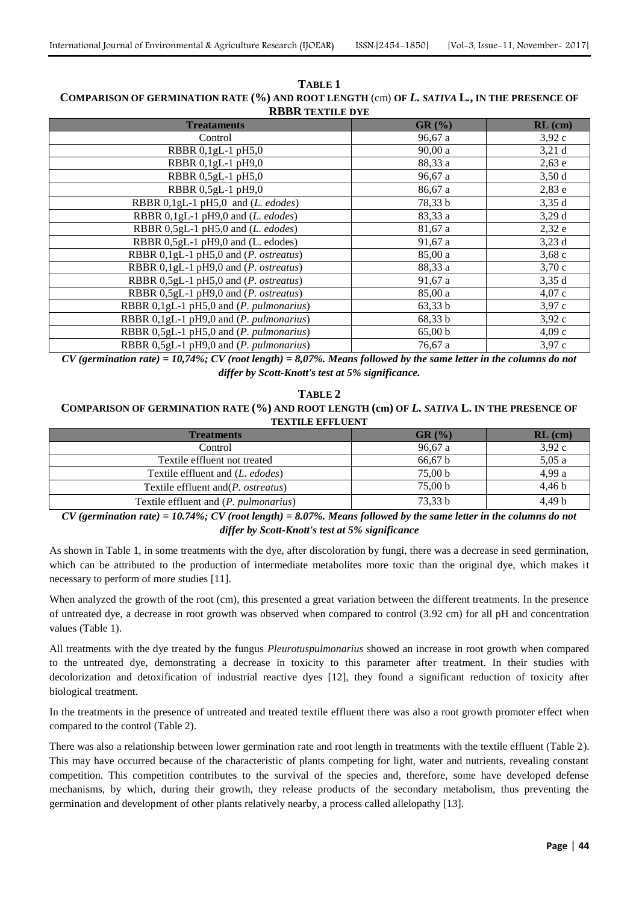**TABLE 1**

**COMPARISON OF GERMINATION RATE (%) AND ROOT LENGTH (cm) OF *L. SATIVA* L., IN THE PRESENCE OF RBBR TEXTILE DYE**

| Treataments | GR (%) | RL (cm) |
|---|---|---|
| Control | 96,67 a | 3,92 c |
| RBBR 0,1gL-1 pH5,0 | 90,00 a | 3,21 d |
| RBBR 0,1gL-1 pH9,0 | 88,33 a | 2,63 e |
| RBBR 0,5gL-1 pH5,0 | 96,67 a | 3,50 d |
| RBBR 0,5gL-1 pH9,0 | 86,67 a | 2,83 e |
| RBBR 0,1gL-1 pH5,0 and (*L. edodes*) | 78,33 b | 3,35 d |
| RBBR 0,1gL-1 pH9,0 and (*L. edodes*) | 83,33 a | 3,29 d |
| RBBR 0,5gL-1 pH5,0 and (*L. edodes*) | 81,67 a | 2,32 e |
| RBBR 0,5gL-1 pH9,0 and (L. edodes) | 91,67 a | 3,23 d |
| RBBR 0,1gL-1 pH5,0 and (*P. ostreatus*) | 85,00 a | 3,68 c |
| RBBR 0,1gL-1 pH9,0 and (*P. ostreatus*) | 88,33 a | 3,70 c |
| RBBR 0,5gL-1 pH5,0 and (*P. ostreatus*) | 91,67 a | 3,35 d |
| RBBR 0,5gL-1 pH9,0 and (*P. ostreatus*) | 85,00 a | 4,07 c |
| RBBR 0,1gL-1 pH5,0 and (*P. pulmonarius*) | 63,33 b | 3,97 c |
| RBBR 0,1gL-1 pH9,0 and (*P. pulmonarius*) | 68,33 b | 3,92 c |
| RBBR 0,5gL-1 pH5,0 and (*P. pulmonarius*) | 65,00 b | 4,09 c |
| RBBR 0,5gL-1 pH9,0 and (*P. pulmonarius*) | 76,67 a | 3,97 c |

***CV (germination rate) = 10,74%; CV (root length) = 8,07%. Means followed by the same letter in the columns do not differ by Scott-Knott's test at 5% significance.***

**TABLE 2**

**COMPARISON OF GERMINATION RATE (%) AND ROOT LENGTH (cm) OF *L. SATIVA* L. IN THE PRESENCE OF TEXTILE EFFLUENT**

| Treatments | GR (%) | RL (cm) |
|---|---|---|
| Control | 96,67 a | 3,92 c |
| Textile effluent not treated | 66,67 b | 5,05 a |
| Textile effluent and (*L. edodes*) | 75,00 b | 4,99 a |
| Textile effluent and(*P. ostreatus*) | 75,00 b | 4,46 b |
| Textile effluent and (*P. pulmonarius*) | 73,33 b | 4,49 b |

***CV (germination rate) = 10.74%; CV (root length) = 8.07%. Means followed by the same letter in the columns do not differ by Scott-Knott's test at 5% significance***

As shown in Table 1, in some treatments with the dye, after discoloration by fungi, there was a decrease in seed germination, which can be attributed to the production of intermediate metabolites more toxic than the original dye, which makes it necessary to perform of more studies [11].

When analyzed the growth of the root (cm), this presented a great variation between the different treatments. In the presence of untreated dye, a decrease in root growth was observed when compared to control (3.92 cm) for all pH and concentration values (Table 1).

All treatments with the dye treated by the fungus *Pleurotuspulmonarius* showed an increase in root growth when compared to the untreated dye, demonstrating a decrease in toxicity to this parameter after treatment. In their studies with decolorization and detoxification of industrial reactive dyes [12], they found a significant reduction of toxicity after biological treatment.

In the treatments in the presence of untreated and treated textile effluent there was also a root growth promoter effect when compared to the control (Table 2).

There was also a relationship between lower germination rate and root length in treatments with the textile effluent (Table 2). This may have occurred because of the characteristic of plants competing for light, water and nutrients, revealing constant competition. This competition contributes to the survival of the species and, therefore, some have developed defense mechanisms, by which, during their growth, they release products of the secondary metabolism, thus preventing the germination and development of other plants relatively nearby, a process called allelopathy [13].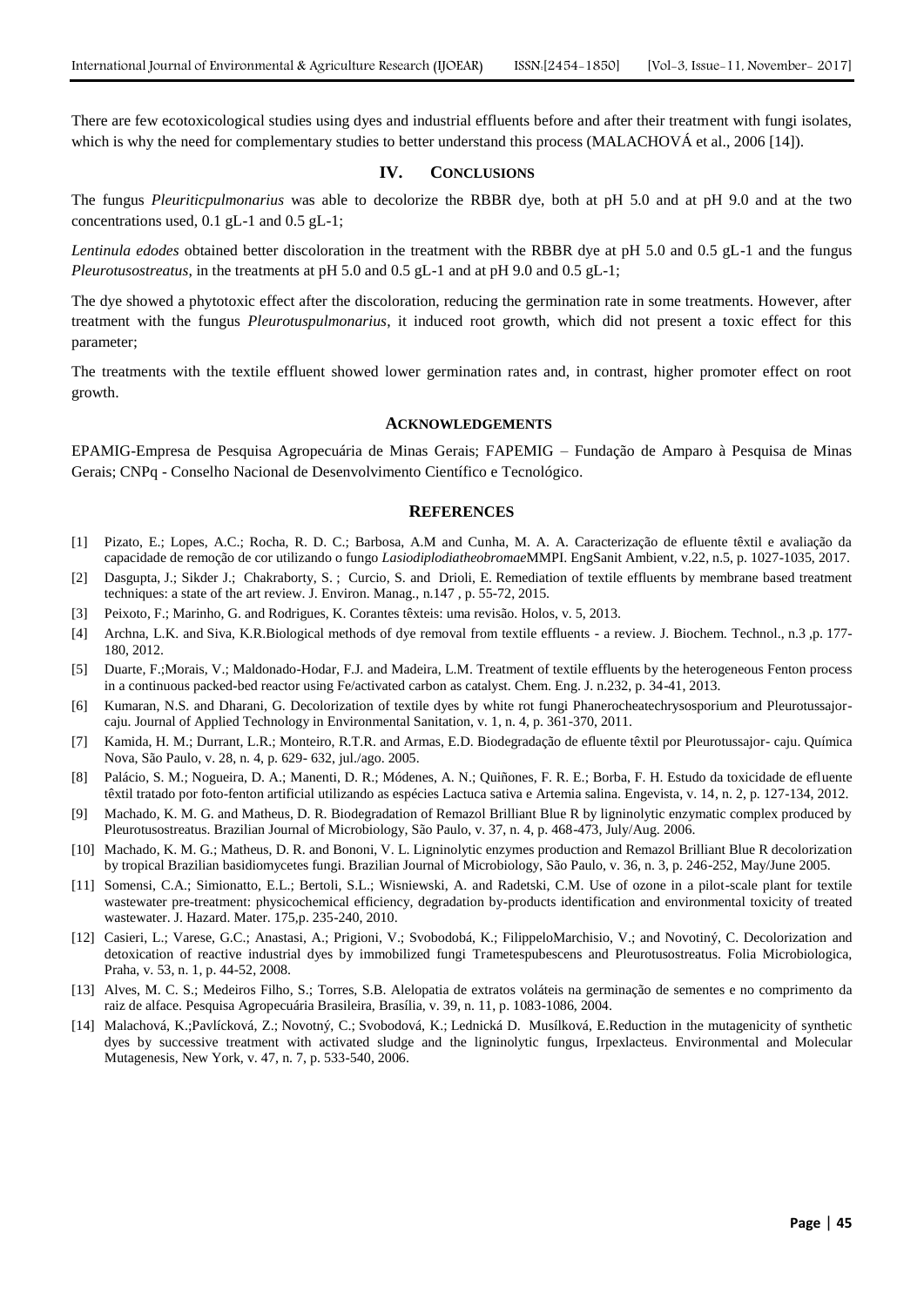There are few ecotoxicological studies using dyes and industrial effluents before and after their treatment with fungi isolates, which is why the need for complementary studies to better understand this process (MALACHOVÁ et al., 2006 [14]).

## IV. CONCLUSIONS

The fungus *Pleuriticpulmonarius* was able to decolorize the RBBR dye, both at pH 5.0 and at pH 9.0 and at the two concentrations used, 0.1 gL-1 and 0.5 gL-1;

*Lentinula edodes* obtained better discoloration in the treatment with the RBBR dye at pH 5.0 and 0.5 gL-1 and the fungus *Pleurotusostreatus*, in the treatments at pH 5.0 and 0.5 gL-1 and at pH 9.0 and 0.5 gL-1;

The dye showed a phytotoxic effect after the discoloration, reducing the germination rate in some treatments. However, after treatment with the fungus *Pleurotuspulmonarius*, it induced root growth, which did not present a toxic effect for this parameter;

The treatments with the textile effluent showed lower germination rates and, in contrast, higher promoter effect on root growth.

## ACKNOWLEDGEMENTS

EPAMIG-Empresa de Pesquisa Agropecuária de Minas Gerais; FAPEMIG – Fundação de Amparo à Pesquisa de Minas Gerais; CNPq - Conselho Nacional de Desenvolvimento Científico e Tecnológico.

## REFERENCES

[1] Pizato, E.; Lopes, A.C.; Rocha, R. D. C.; Barbosa, A.M and Cunha, M. A. A. Caracterização de efluente têxtil e avaliação da capacidade de remoção de cor utilizando o fungo *Lasiodiplodiatheobromae*MMPI. EngSanit Ambient, v.22, n.5, p. 1027-1035, 2017.

[2] Dasgupta, J.; Sikder J.; Chakraborty, S. ; Curcio, S. and Drioli, E. Remediation of textile effluents by membrane based treatment techniques: a state of the art review. J. Environ. Manag., n.147 , p. 55-72, 2015.

[3] Peixoto, F.; Marinho, G. and Rodrigues, K. Corantes têxteis: uma revisão. Holos, v. 5, 2013.

[4] Archna, L.K. and Siva, K.R.Biological methods of dye removal from textile effluents - a review. J. Biochem. Technol., n.3 ,p. 177-180, 2012.

[5] Duarte, F.;Morais, V.; Maldonado-Hodar, F.J. and Madeira, L.M. Treatment of textile effluents by the heterogeneous Fenton process in a continuous packed-bed reactor using Fe/activated carbon as catalyst. Chem. Eng. J. n.232, p. 34-41, 2013.

[6] Kumaran, N.S. and Dharani, G. Decolorization of textile dyes by white rot fungi Phanerocheatechrysosporium and Pleurotussajor-caju. Journal of Applied Technology in Environmental Sanitation, v. 1, n. 4, p. 361-370, 2011.

[7] Kamida, H. M.; Durrant, L.R.; Monteiro, R.T.R. and Armas, E.D. Biodegradação de efluente têxtil por Pleurotussajor- caju. Química Nova, São Paulo, v. 28, n. 4, p. 629- 632, jul./ago. 2005.

[8] Palácio, S. M.; Nogueira, D. A.; Manenti, D. R.; Módenes, A. N.; Quiñones, F. R. E.; Borba, F. H. Estudo da toxicidade de efluente têxtil tratado por foto-fenton artificial utilizando as espécies Lactuca sativa e Artemia salina. Engevista, v. 14, n. 2, p. 127-134, 2012.

[9] Machado, K. M. G. and Matheus, D. R. Biodegradation of Remazol Brilliant Blue R by ligninolytic enzymatic complex produced by Pleurotusostreatus. Brazilian Journal of Microbiology, São Paulo, v. 37, n. 4, p. 468-473, July/Aug. 2006.

[10] Machado, K. M. G.; Matheus, D. R. and Bononi, V. L. Ligninolytic enzymes production and Remazol Brilliant Blue R decolorization by tropical Brazilian basidiomycetes fungi. Brazilian Journal of Microbiology, São Paulo, v. 36, n. 3, p. 246-252, May/June 2005.

[11] Somensi, C.A.; Simionatto, E.L.; Bertoli, S.L.; Wisniewski, A. and Radetski, C.M. Use of ozone in a pilot-scale plant for textile wastewater pre-treatment: physicochemical efficiency, degradation by-products identification and environmental toxicity of treated wastewater. J. Hazard. Mater. 175,p. 235-240, 2010.

[12] Casieri, L.; Varese, G.C.; Anastasi, A.; Prigioni, V.; Svobodobá, K.; FilippeloMarchisio, V.; and Novotiný, C. Decolorization and detoxication of reactive industrial dyes by immobilized fungi Trametespubescens and Pleurotusostreatus. Folia Microbiologica, Praha, v. 53, n. 1, p. 44-52, 2008.

[13] Alves, M. C. S.; Medeiros Filho, S.; Torres, S.B. Alelopatia de extratos voláteis na germinação de sementes e no comprimento da raiz de alface. Pesquisa Agropecuária Brasileira, Brasília, v. 39, n. 11, p. 1083-1086, 2004.

[14] Malachová, K.;Pavlícková, Z.; Novotný, C.; Svobodová, K.; Lednická D. Musílková, E.Reduction in the mutagenicity of synthetic dyes by successive treatment with activated sludge and the ligninolytic fungus, Irpexlacteus. Environmental and Molecular Mutagenesis, New York, v. 47, n. 7, p. 533-540, 2006.